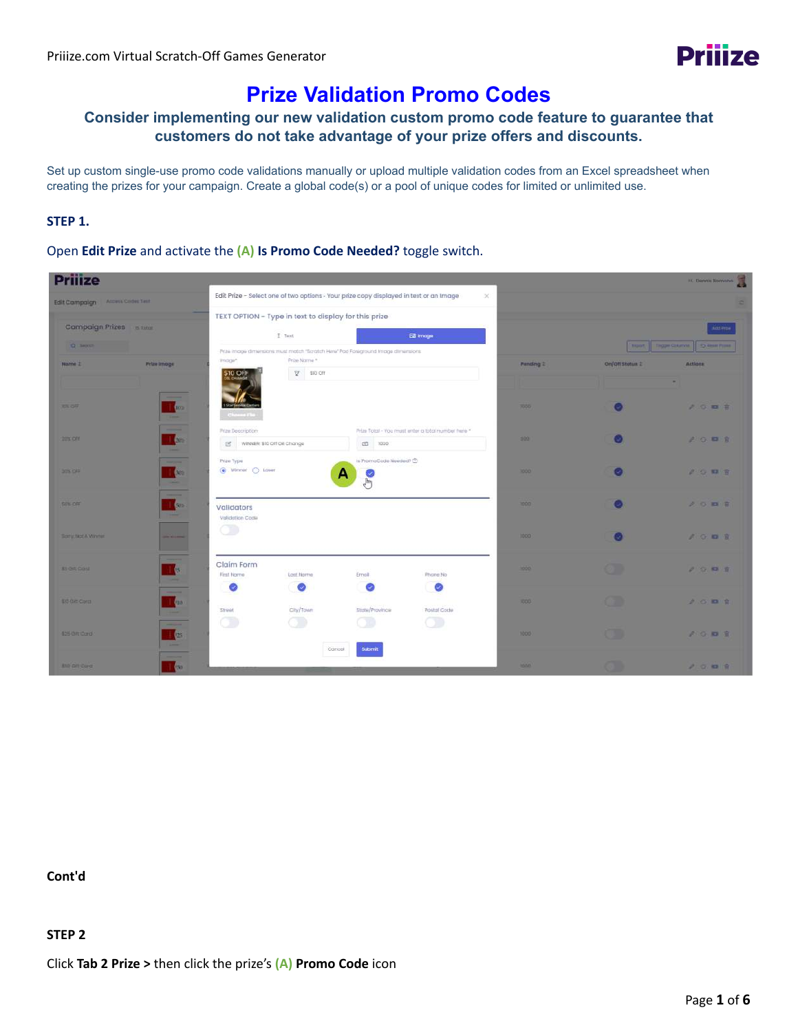# Prize Validation Promo Codes

## Consider implementing our new validation custom promo code feature to guarantee that customers do not take advantage of your prize offers and discounts.

Set up custom single-use promo code validations manually or upload multiple validation codes from an Excel spreadsheet when creating the prizes for your campaign. Create a global code(s) or a pool of unique codes for limited or unlimited use.

**STEP 1.**

Open **Edit Prize** and activate the **(A)** **Is Promo Code Needed?** toggle switch.

**Cont'd**

**STEP 2**

Click **Tab 2 Prize >** then click the prize's **(A)** **Promo Code** icon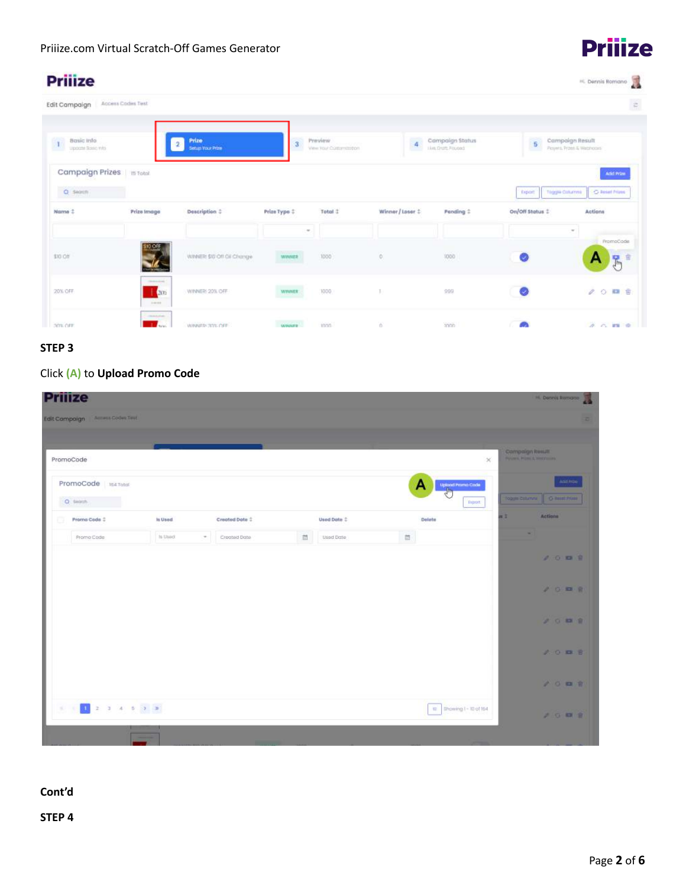**STEP 3**

Click **(A)** to **Upload Promo Code**

**Cont'd**

**STEP 4**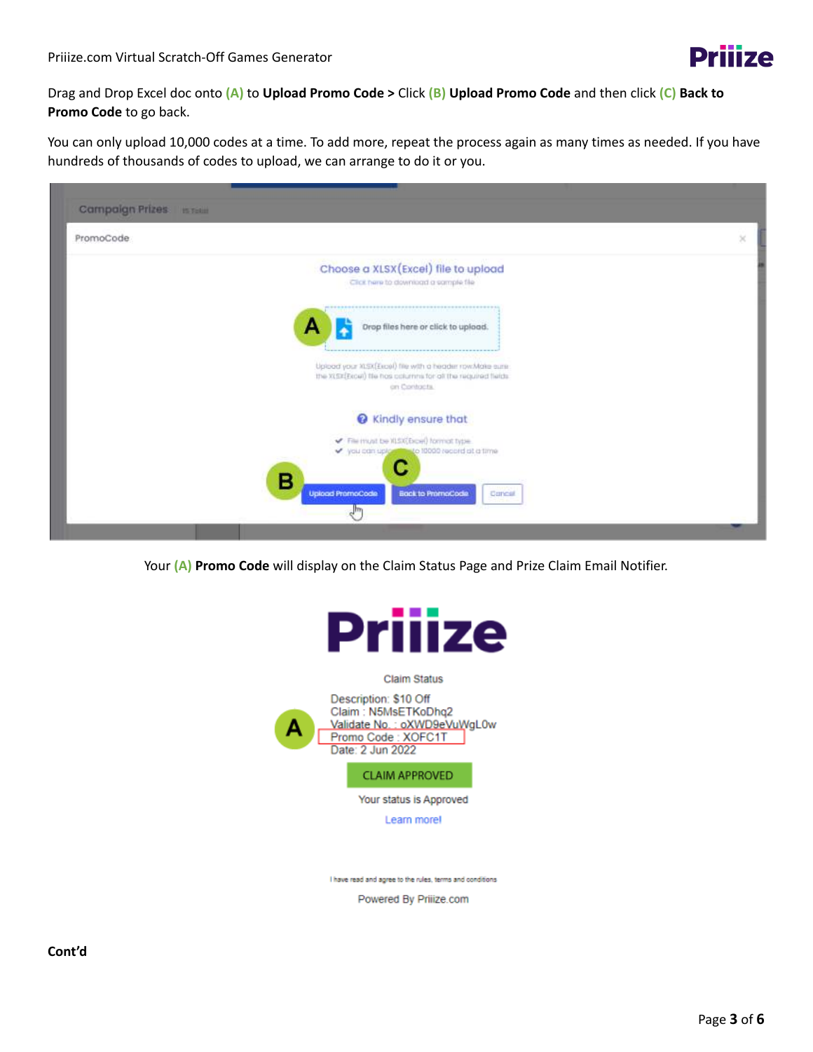Drag and Drop Excel doc onto **(A)** to **Upload Promo Code** > Click **(B) Upload Promo Code** and then click **(C) Back to Promo Code** to go back.

You can only upload 10,000 codes at a time. To add more, repeat the process again as many times as needed. If you have hundreds of thousands of codes to upload, we can arrange to do it or you.

Your **(A) Promo Code** will display on the Claim Status Page and Prize Claim Email Notifier.

**Cont'd**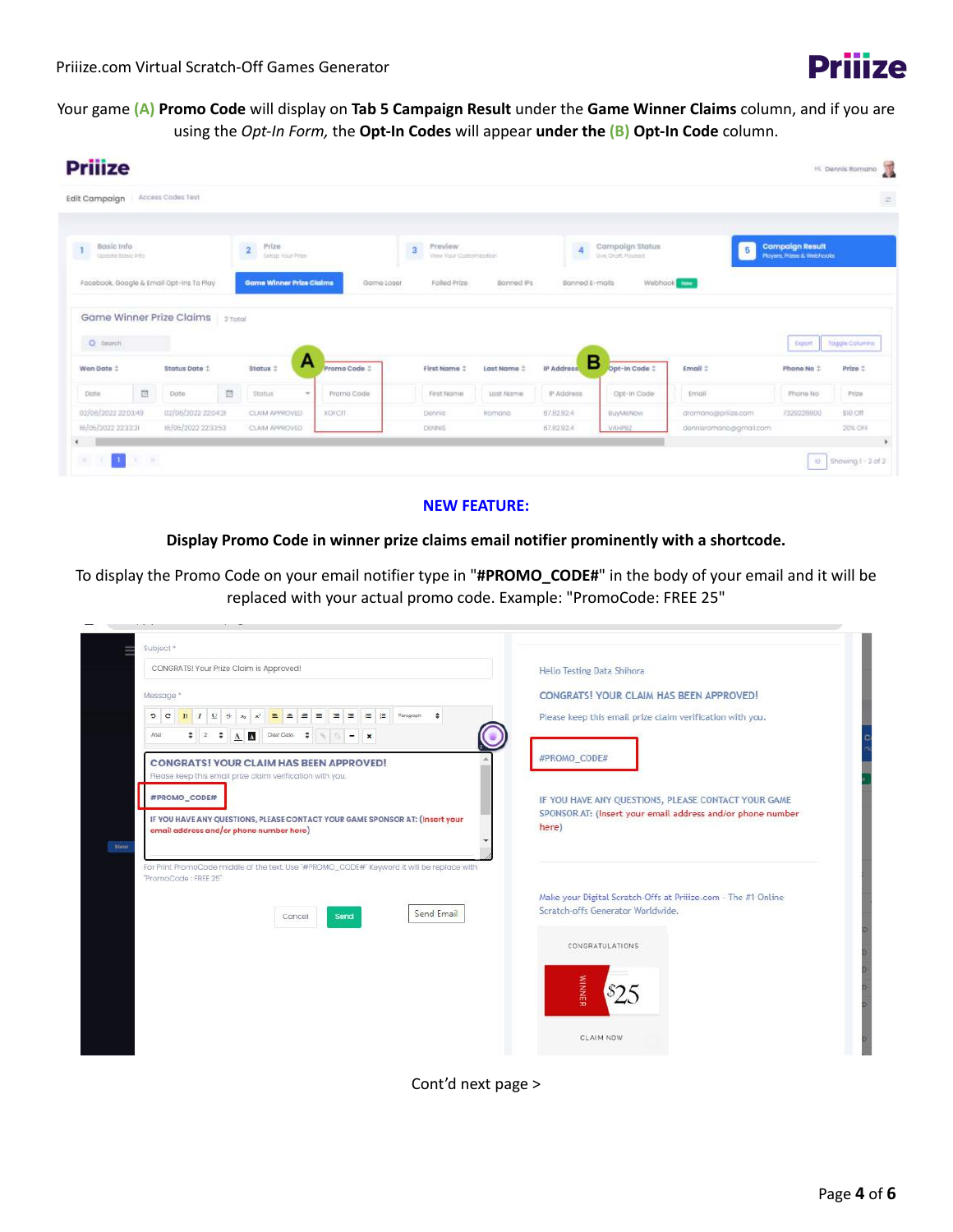Your game **(A) Promo Code** will display on **Tab 5 Campaign Result** under the **Game Winner Claims** column, and if you are using the *Opt-In Form,* the **Opt-In Codes** will appear **under the (B) Opt-In Code** column.

**NEW FEATURE:**

**Display Promo Code in winner prize claims email notifier prominently with a shortcode.**

To display the Promo Code on your email notifier type in "**#PROMO_CODE#**" in the body of your email and it will be replaced with your actual promo code. Example: "PromoCode: FREE 25"

Cont'd next page >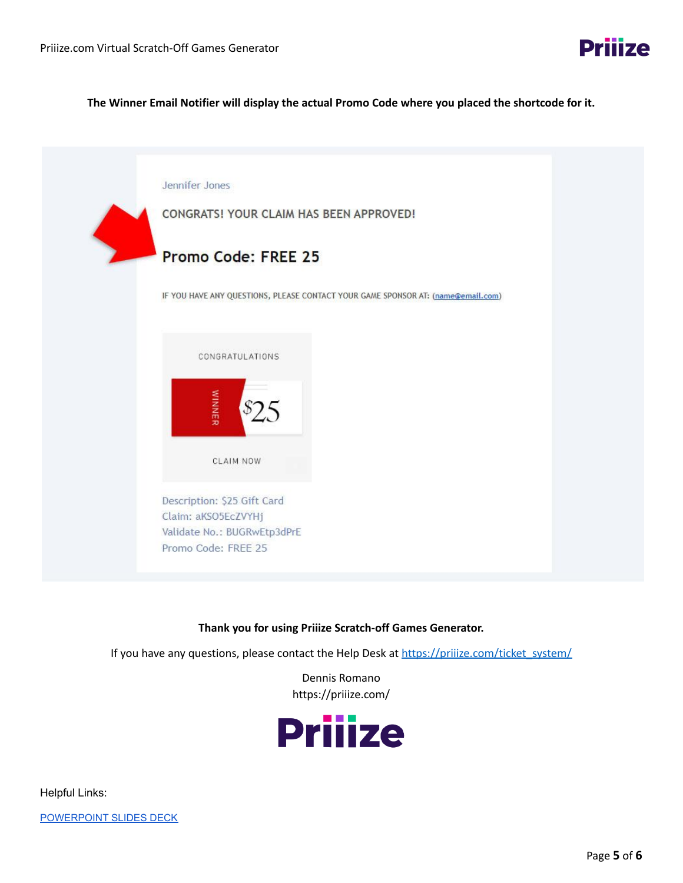**The Winner Email Notifier will display the actual Promo Code where you placed the shortcode for it.**

Jennifer Jones

CONGRATS! YOUR CLAIM HAS BEEN APPROVED!

**Promo Code: FREE 25**

IF YOU HAVE ANY QUESTIONS, PLEASE CONTACT YOUR GAME SPONSOR AT: (name@email.com)

CONGRATULATIONS

WINNER $25

CLAIM NOW

Description: $25 Gift Card
Claim: aKSO5EcZVYHj
Validate No.: BUGRwEtp3dPrE
Promo Code: FREE 25

**Thank you for using Priiize Scratch-off Games Generator.**

If you have any questions, please contact the Help Desk at https://priiize.com/ticket_system/

Dennis Romano
https://priiize.com/

Priiize

Helpful Links:

POWERPOINT SLIDES DECK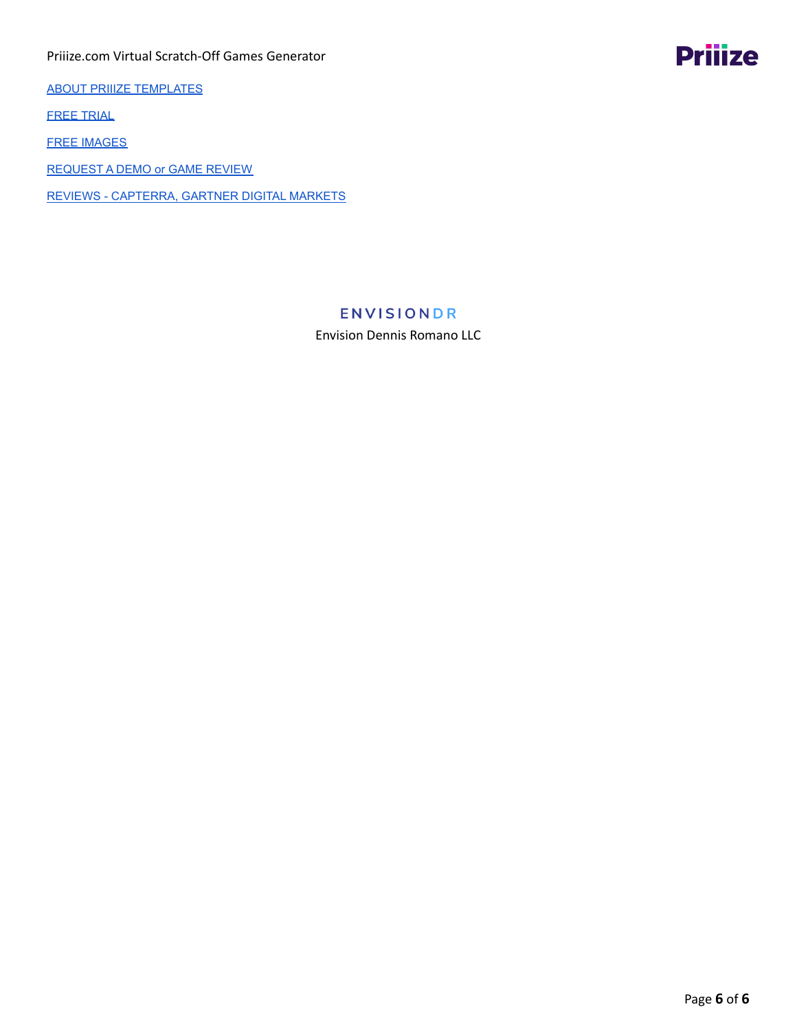[ABOUT PRIIZE TEMPLATES]

[FREE TRIAL]

[FREE IMAGES]

[REQUEST A DEMO or GAME REVIEW]

[REVIEWS - CAPTERRA, GARTNER DIGITAL MARKETS]

ENVISIONDR

Envision Dennis Romano LLC